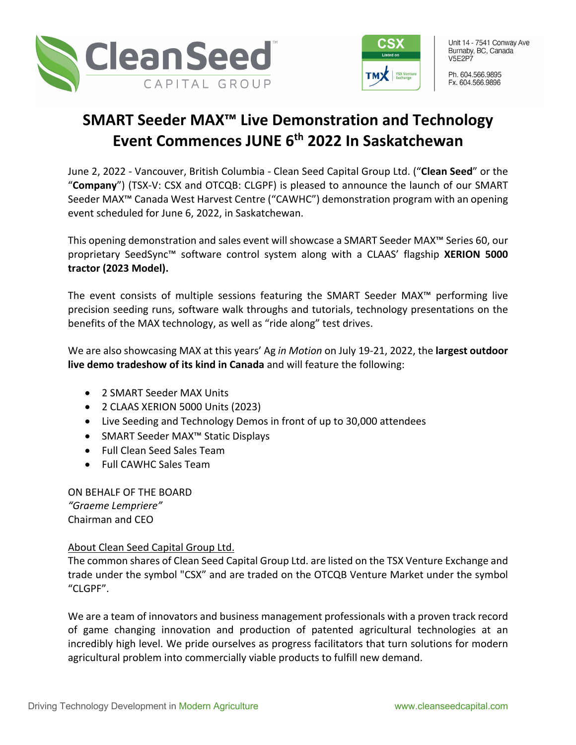Unit 14 - 7541 Conway Ave
Burnaby, BC, Canada
V5E2P7

Ph. 604.566.9895
Fx. 604.566.9896

# SMART Seeder MAX™ Live Demonstration and Technology Event Commences JUNE 6th 2022 In Saskatchewan

June 2, 2022 - Vancouver, British Columbia - Clean Seed Capital Group Ltd. ("**Clean Seed**" or the "**Company**") (TSX-V: CSX and OTCQB: CLGPF) is pleased to announce the launch of our SMART Seeder MAX™ Canada West Harvest Centre ("CAWHC") demonstration program with an opening event scheduled for June 6, 2022, in Saskatchewan.

This opening demonstration and sales event will showcase a SMART Seeder MAX™ Series 60, our proprietary SeedSync™ software control system along with a CLAAS' flagship **XERION 5000 tractor (2023 Model).**

The event consists of multiple sessions featuring the SMART Seeder MAX™ performing live precision seeding runs, software walk throughs and tutorials, technology presentations on the benefits of the MAX technology, as well as "ride along" test drives.

We are also showcasing MAX at this years' Ag *in Motion* on July 19-21, 2022, the **largest outdoor live demo tradeshow of its kind in Canada** and will feature the following:

- 2 SMART Seeder MAX Units
- 2 CLAAS XERION 5000 Units (2023)
- Live Seeding and Technology Demos in front of up to 30,000 attendees
- SMART Seeder MAX™ Static Displays
- Full Clean Seed Sales Team
- Full CAWHC Sales Team

ON BEHALF OF THE BOARD
*"Graeme Lempriere"*
Chairman and CEO

About Clean Seed Capital Group Ltd.
The common shares of Clean Seed Capital Group Ltd. are listed on the TSX Venture Exchange and trade under the symbol "CSX" and are traded on the OTCQB Venture Market under the symbol "CLGPF".

We are a team of innovators and business management professionals with a proven track record of game changing innovation and production of patented agricultural technologies at an incredibly high level. We pride ourselves as progress facilitators that turn solutions for modern agricultural problem into commercially viable products to fulfill new demand.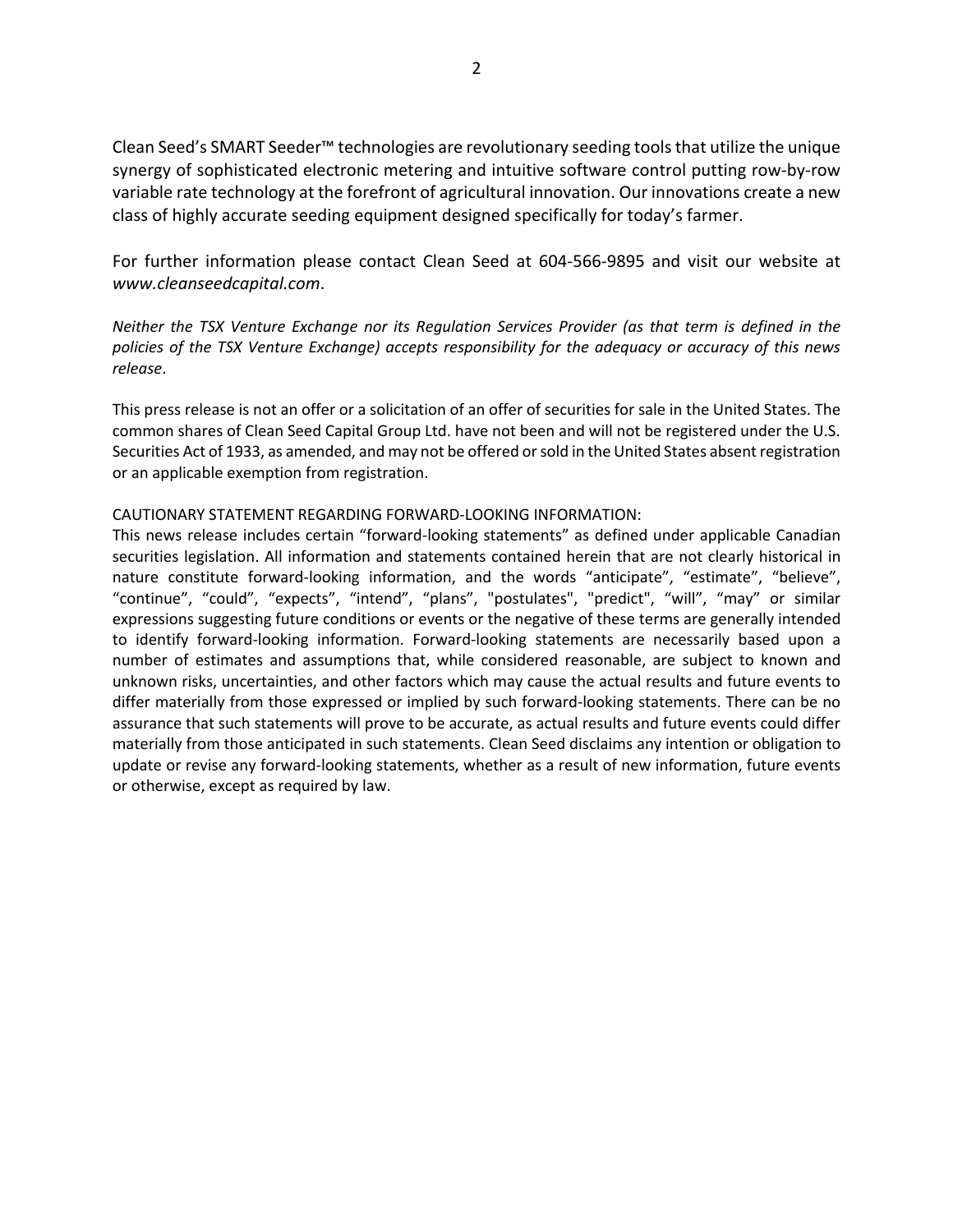Clean Seed's SMART Seeder™ technologies are revolutionary seeding tools that utilize the unique synergy of sophisticated electronic metering and intuitive software control putting row-by-row variable rate technology at the forefront of agricultural innovation. Our innovations create a new class of highly accurate seeding equipment designed specifically for today's farmer.

For further information please contact Clean Seed at 604-566-9895 and visit our website at *www.cleanseedcapital.com*.

*Neither the TSX Venture Exchange nor its Regulation Services Provider (as that term is defined in the policies of the TSX Venture Exchange) accepts responsibility for the adequacy or accuracy of this news release*.

This press release is not an offer or a solicitation of an offer of securities for sale in the United States. The common shares of Clean Seed Capital Group Ltd. have not been and will not be registered under the U.S. Securities Act of 1933, as amended, and may not be offered or sold in the United States absent registration or an applicable exemption from registration.

CAUTIONARY STATEMENT REGARDING FORWARD-LOOKING INFORMATION:
This news release includes certain "forward-looking statements" as defined under applicable Canadian securities legislation. All information and statements contained herein that are not clearly historical in nature constitute forward-looking information, and the words "anticipate", "estimate", "believe", "continue", "could", "expects", "intend", "plans", "postulates", "predict", "will", "may" or similar expressions suggesting future conditions or events or the negative of these terms are generally intended to identify forward-looking information. Forward-looking statements are necessarily based upon a number of estimates and assumptions that, while considered reasonable, are subject to known and unknown risks, uncertainties, and other factors which may cause the actual results and future events to differ materially from those expressed or implied by such forward-looking statements. There can be no assurance that such statements will prove to be accurate, as actual results and future events could differ materially from those anticipated in such statements. Clean Seed disclaims any intention or obligation to update or revise any forward-looking statements, whether as a result of new information, future events or otherwise, except as required by law.